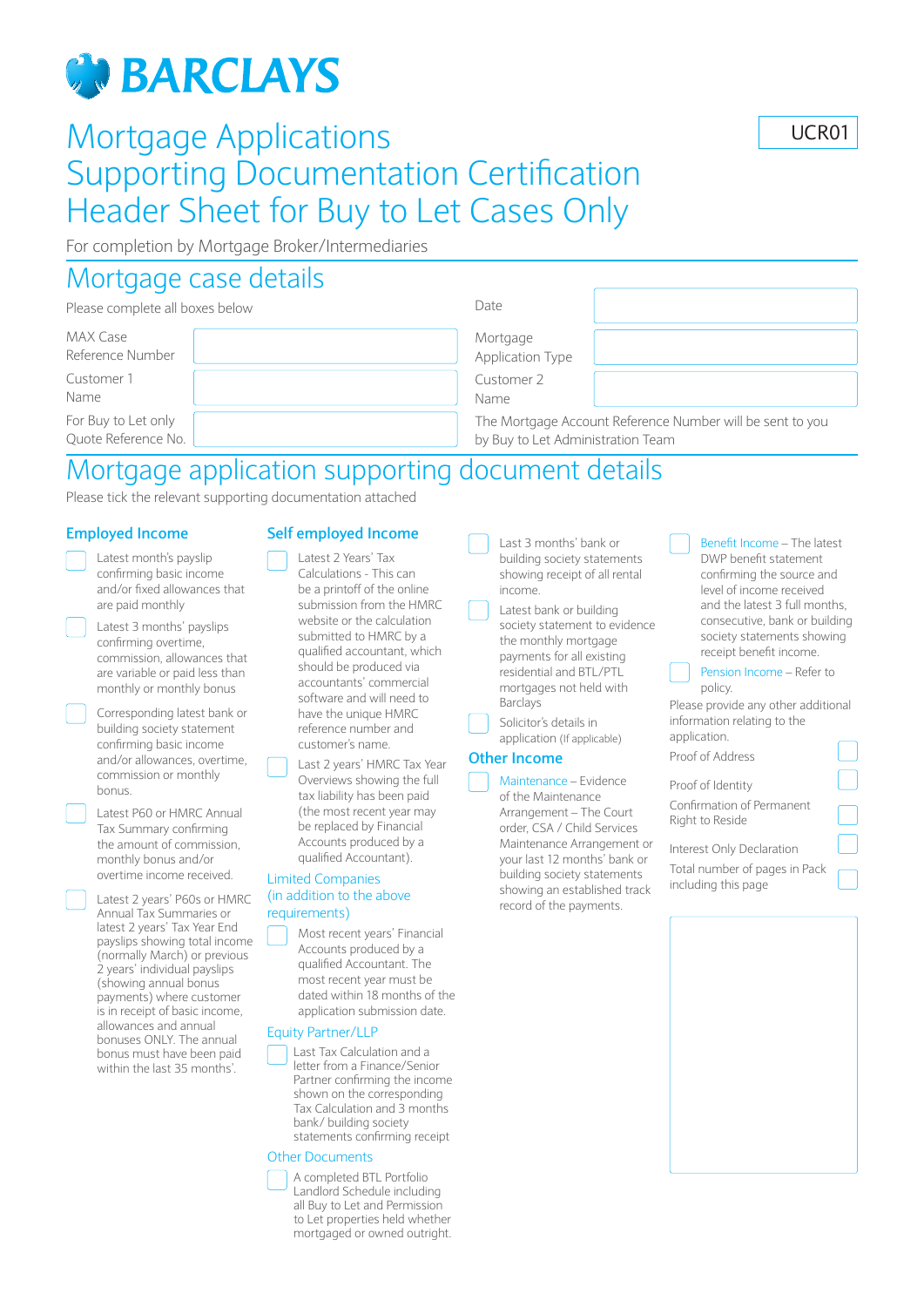BARCLAYS

UCR01

# Mortgage Applications Supporting Documentation Certification Header Sheet for Buy to Let Cases Only

For completion by Mortgage Broker/Intermediaries

## Mortgage case details

Please complete all boxes below

| | | | |
|---|---|---|---|
| | | Date | |
| MAX Case Reference Number | | Mortgage Application Type | |
| Customer 1 Name | | Customer 2 Name | |
| For Buy to Let only Quote Reference No. | | The Mortgage Account Reference Number will be sent to you by Buy to Let Administration Team | |

## Mortgage application supporting document details

Please tick the relevant supporting documentation attached

### Employed Income

- ☐ Latest month's payslip confirming basic income and/or fixed allowances that are paid monthly
- ☐ Latest 3 months' payslips confirming overtime, commission, allowances that are variable or paid less than monthly or monthly bonus
- ☐ Corresponding latest bank or building society statement confirming basic income and/or allowances, overtime, commission or monthly bonus.
- ☐ Latest P60 or HMRC Annual Tax Summary confirming the amount of commission, monthly bonus and/or overtime income received.
- ☐ Latest 2 years' P60s or HMRC Annual Tax Summaries or latest 2 years' Tax Year End payslips showing total income (normally March) or previous 2 years' individual payslips (showing annual bonus payments) where customer is in receipt of basic income, allowances and annual bonuses ONLY. The annual bonus must have been paid within the last 35 months'.

### Self employed Income

- ☐ Latest 2 Years' Tax Calculations - This can be a printoff of the online submission from the HMRC website or the calculation submitted to HMRC by a qualified accountant, which should be produced via accountants' commercial software and will need to have the unique HMRC reference number and customer's name.
- ☐ Last 2 years' HMRC Tax Year Overviews showing the full tax liability has been paid (the most recent year may be replaced by Financial Accounts produced by a qualified Accountant).

#### Limited Companies (in addition to the above requirements)

- ☐ Most recent years' Financial Accounts produced by a qualified Accountant. The most recent year must be dated within 18 months of the application submission date.

#### Equity Partner/LLP

- ☐ Last Tax Calculation and a letter from a Finance/Senior Partner confirming the income shown on the corresponding Tax Calculation and 3 months bank/ building society statements confirming receipt

#### Other Documents

- ☐ A completed BTL Portfolio Landlord Schedule including all Buy to Let and Permission to Let properties held whether mortgaged or owned outright.

---

- ☐ Last 3 months' bank or building society statements showing receipt of all rental income.
- ☐ Latest bank or building society statement to evidence the monthly mortgage payments for all existing residential and BTL/PTL mortgages not held with Barclays
- ☐ Solicitor's details in application (If applicable)

### Other Income

- ☐ Maintenance – Evidence of the Maintenance Arrangement – The Court order, CSA / Child Services Maintenance Arrangement or your last 12 months' bank or building society statements showing an established track record of the payments.
- ☐ Benefit Income – The latest DWP benefit statement confirming the source and level of income received and the latest 3 full months, consecutive, bank or building society statements showing receipt benefit income.
- ☐ Pension Income – Refer to policy.

Please provide any other additional information relating to the application.

- Proof of Address ☐
- Proof of Identity ☐
- Confirmation of Permanent Right to Reside ☐
- Interest Only Declaration ☐
- Total number of pages in Pack including this page ☐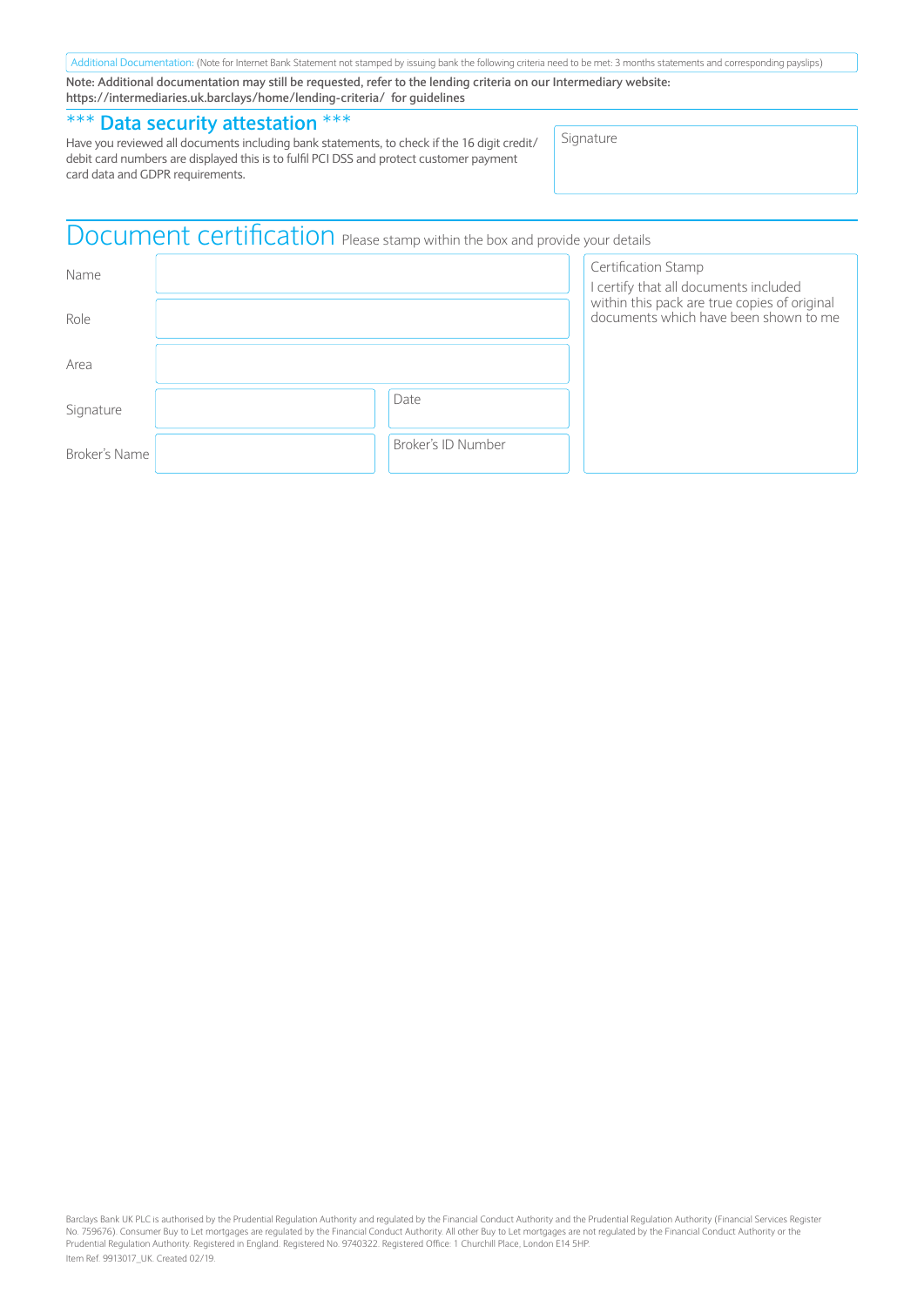Additional Documentation: (Note for Internet Bank Statement not stamped by issuing bank the following criteria need to be met: 3 months statements and corresponding payslips)

**Note: Additional documentation may still be requested, refer to the lending criteria on our Intermediary website: https://intermediaries.uk.barclays/home/lending-criteria/ for guidelines**

## *** Data security attestation ***

Have you reviewed all documents including bank statements, to check if the 16 digit credit/debit card numbers are displayed this is to fulfil PCI DSS and protect customer payment card data and GDPR requirements.

Signature

# Document certification

Please stamp within the box and provide your details

| | | | |
|---|---|---|---|
| Name | | | |
| Role | | | |
| Area | | | |
| Signature | | Date | |
| Broker's Name | | Broker's ID Number | |

Certification Stamp

I certify that all documents included within this pack are true copies of original documents which have been shown to me

Barclays Bank UK PLC is authorised by the Prudential Regulation Authority and regulated by the Financial Conduct Authority and the Prudential Regulation Authority (Financial Services Register No. 759676). Consumer Buy to Let mortgages are regulated by the Financial Conduct Authority. All other Buy to Let mortgages are not regulated by the Financial Conduct Authority or the Prudential Regulation Authority. Registered in England. Registered No. 9740322. Registered Office: 1 Churchill Place, London E14 5HP.

Item Ref. 9913017_UK. Created 02/19.